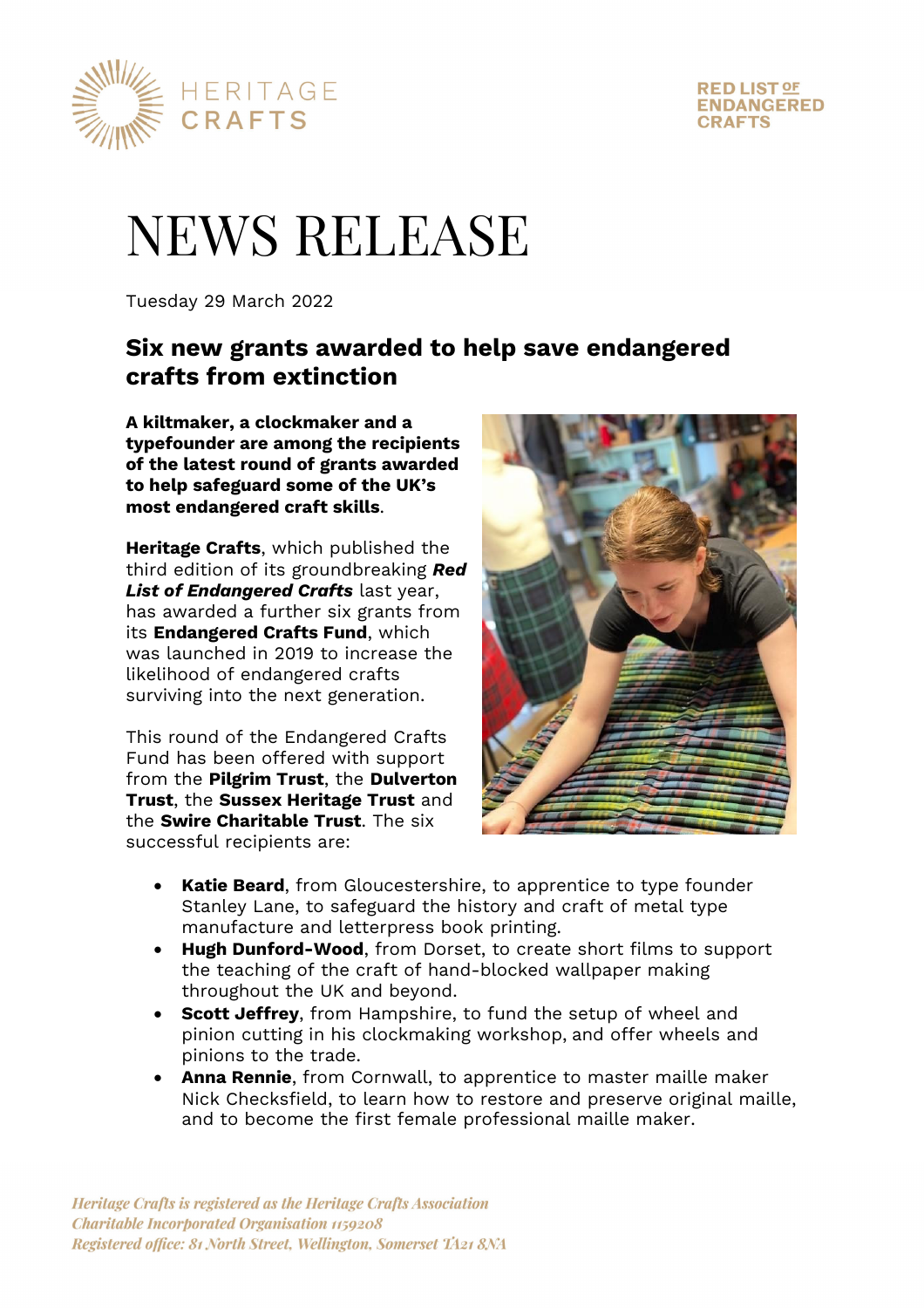# NEWS RELEASE

Tuesday 29 March 2022

## Six new grants awarded to help save endangered crafts from extinction

**A kiltmaker, a clockmaker and a typefounder are among the recipients of the latest round of grants awarded to help safeguard some of the UK's most endangered craft skills**.

**Heritage Crafts**, which published the third edition of its groundbreaking ***Red List of Endangered Crafts*** last year, has awarded a further six grants from its **Endangered Crafts Fund**, which was launched in 2019 to increase the likelihood of endangered crafts surviving into the next generation.

This round of the Endangered Crafts Fund has been offered with support from the **Pilgrim Trust**, the **Dulverton Trust**, the **Sussex Heritage Trust** and the **Swire Charitable Trust**. The six successful recipients are:

- **Katie Beard**, from Gloucestershire, to apprentice to type founder Stanley Lane, to safeguard the history and craft of metal type manufacture and letterpress book printing.
- **Hugh Dunford-Wood**, from Dorset, to create short films to support the teaching of the craft of hand-blocked wallpaper making throughout the UK and beyond.
- **Scott Jeffrey**, from Hampshire, to fund the setup of wheel and pinion cutting in his clockmaking workshop, and offer wheels and pinions to the trade.
- **Anna Rennie**, from Cornwall, to apprentice to master maille maker Nick Checksfield, to learn how to restore and preserve original maille, and to become the first female professional maille maker.

*Heritage Crafts is registered as the Heritage Crafts Association*
*Charitable Incorporated Organisation 1159208*
*Registered office: 81 North Street, Wellington, Somerset TA21 8NA*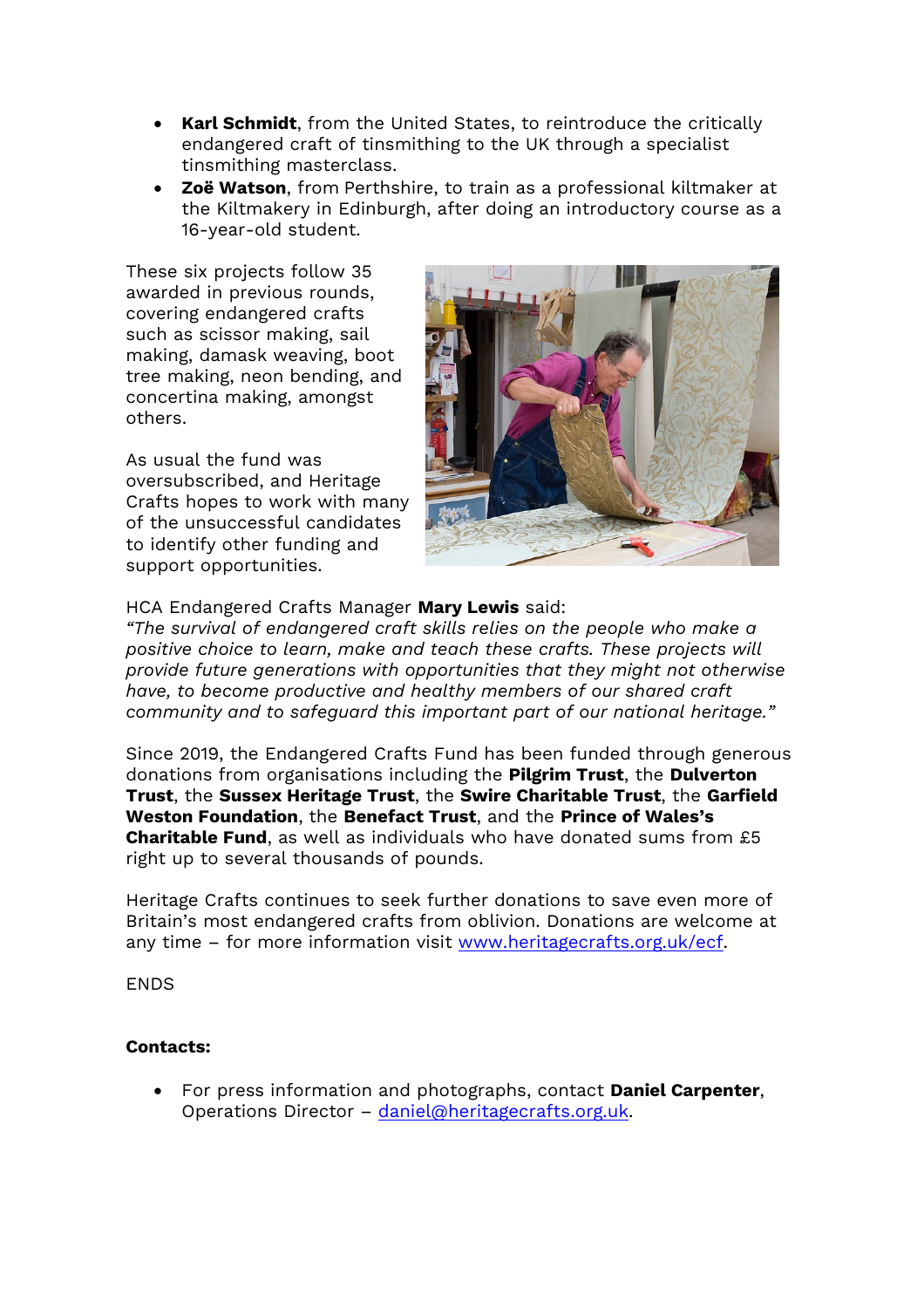- **Karl Schmidt**, from the United States, to reintroduce the critically endangered craft of tinsmithing to the UK through a specialist tinsmithing masterclass.
- **Zoë Watson**, from Perthshire, to train as a professional kiltmaker at the Kiltmakery in Edinburgh, after doing an introductory course as a 16-year-old student.

These six projects follow 35 awarded in previous rounds, covering endangered crafts such as scissor making, sail making, damask weaving, boot tree making, neon bending, and concertina making, amongst others.

As usual the fund was oversubscribed, and Heritage Crafts hopes to work with many of the unsuccessful candidates to identify other funding and support opportunities.

HCA Endangered Crafts Manager **Mary Lewis** said:
*"The survival of endangered craft skills relies on the people who make a positive choice to learn, make and teach these crafts. These projects will provide future generations with opportunities that they might not otherwise have, to become productive and healthy members of our shared craft community and to safeguard this important part of our national heritage."*

Since 2019, the Endangered Crafts Fund has been funded through generous donations from organisations including the **Pilgrim Trust**, the **Dulverton Trust**, the **Sussex Heritage Trust**, the **Swire Charitable Trust**, the **Garfield Weston Foundation**, the **Benefact Trust**, and the **Prince of Wales's Charitable Fund**, as well as individuals who have donated sums from £5 right up to several thousands of pounds.

Heritage Crafts continues to seek further donations to save even more of Britain's most endangered crafts from oblivion. Donations are welcome at any time – for more information visit [www.heritagecrafts.org.uk/ecf](www.heritagecrafts.org.uk/ecf).

ENDS

**Contacts:**

- For press information and photographs, contact **Daniel Carpenter**, Operations Director – [daniel@heritagecrafts.org.uk](mailto:daniel@heritagecrafts.org.uk).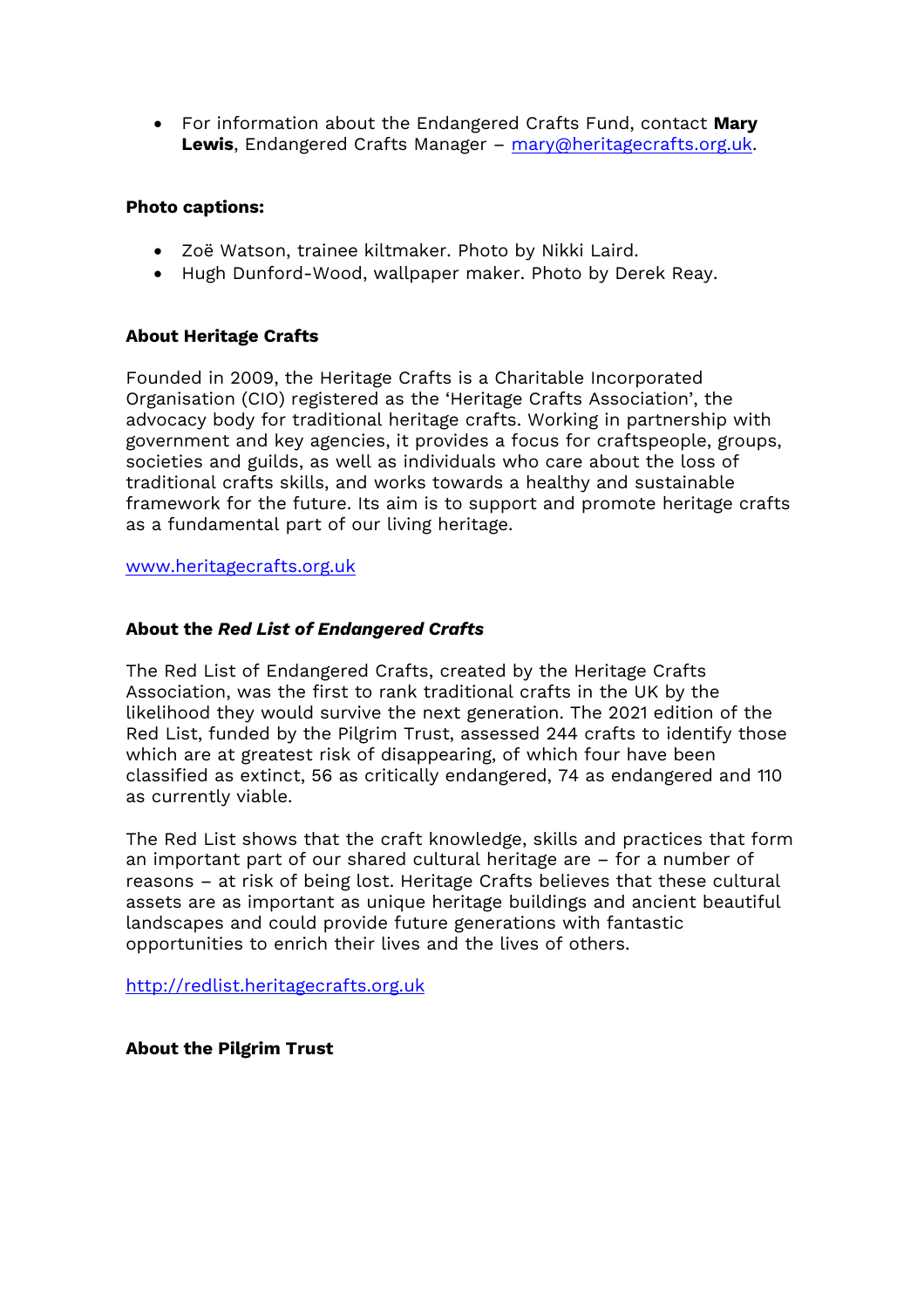- For information about the Endangered Crafts Fund, contact **Mary Lewis**, Endangered Crafts Manager – mary@heritagecrafts.org.uk.

**Photo captions:**

- Zoë Watson, trainee kiltmaker. Photo by Nikki Laird.
- Hugh Dunford-Wood, wallpaper maker. Photo by Derek Reay.

**About Heritage Crafts**

Founded in 2009, the Heritage Crafts is a Charitable Incorporated Organisation (CIO) registered as the 'Heritage Crafts Association', the advocacy body for traditional heritage crafts. Working in partnership with government and key agencies, it provides a focus for craftspeople, groups, societies and guilds, as well as individuals who care about the loss of traditional crafts skills, and works towards a healthy and sustainable framework for the future. Its aim is to support and promote heritage crafts as a fundamental part of our living heritage.

www.heritagecrafts.org.uk

**About the *Red List of Endangered Crafts***

The Red List of Endangered Crafts, created by the Heritage Crafts Association, was the first to rank traditional crafts in the UK by the likelihood they would survive the next generation. The 2021 edition of the Red List, funded by the Pilgrim Trust, assessed 244 crafts to identify those which are at greatest risk of disappearing, of which four have been classified as extinct, 56 as critically endangered, 74 as endangered and 110 as currently viable.

The Red List shows that the craft knowledge, skills and practices that form an important part of our shared cultural heritage are – for a number of reasons – at risk of being lost. Heritage Crafts believes that these cultural assets are as important as unique heritage buildings and ancient beautiful landscapes and could provide future generations with fantastic opportunities to enrich their lives and the lives of others.

http://redlist.heritagecrafts.org.uk

**About the Pilgrim Trust**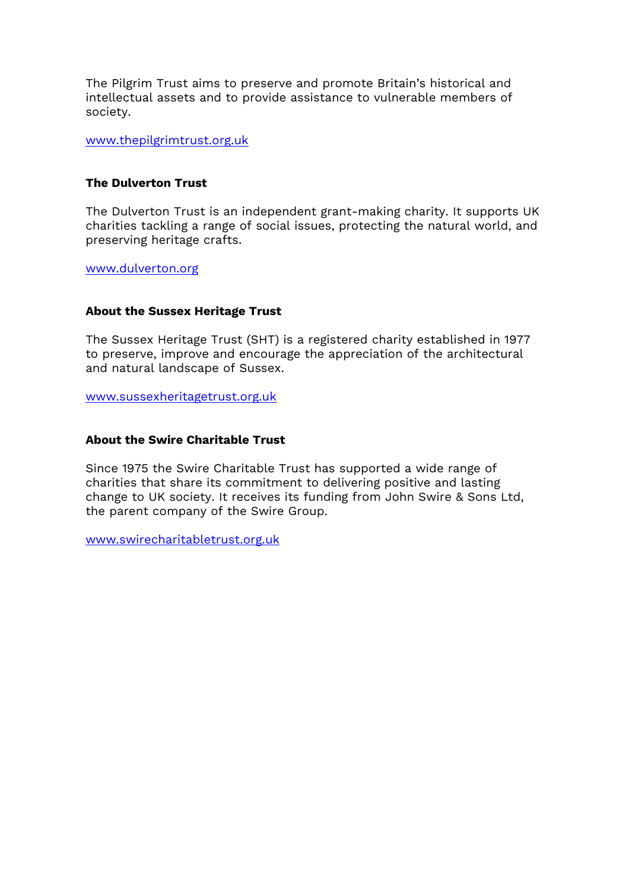The Pilgrim Trust aims to preserve and promote Britain's historical and intellectual assets and to provide assistance to vulnerable members of society.

www.thepilgrimtrust.org.uk

**The Dulverton Trust**

The Dulverton Trust is an independent grant-making charity. It supports UK charities tackling a range of social issues, protecting the natural world, and preserving heritage crafts.

www.dulverton.org

**About the Sussex Heritage Trust**

The Sussex Heritage Trust (SHT) is a registered charity established in 1977 to preserve, improve and encourage the appreciation of the architectural and natural landscape of Sussex.

www.sussexheritagetrust.org.uk

**About the Swire Charitable Trust**

Since 1975 the Swire Charitable Trust has supported a wide range of charities that share its commitment to delivering positive and lasting change to UK society. It receives its funding from John Swire & Sons Ltd, the parent company of the Swire Group.

www.swirecharitabletrust.org.uk